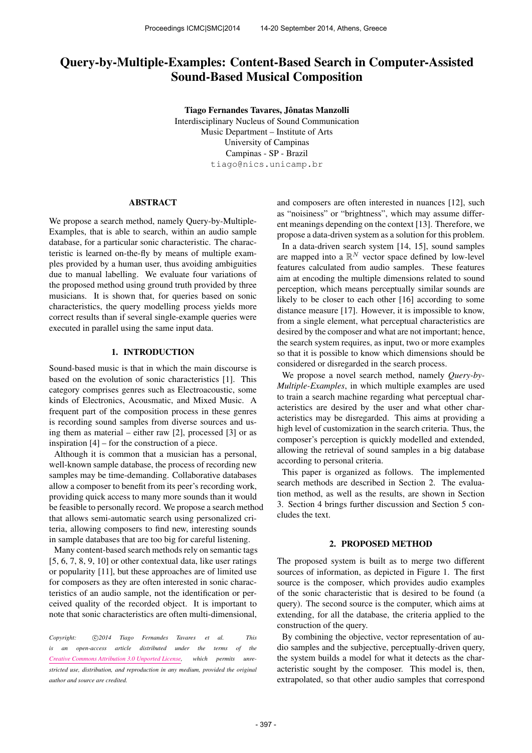# Query-by-Multiple-Examples: Content-Based Search in Computer-Assisted Sound-Based Musical Composition

**Tiago Fernandes Tavares, Jônatas Manzolli**
Interdisciplinary Nucleus of Sound Communication
Music Department – Institute of Arts
University of Campinas
Campinas - SP - Brazil
tiago@nics.unicamp.br

## ABSTRACT

We propose a search method, namely Query-by-Multiple-Examples, that is able to search, within an audio sample database, for a particular sonic characteristic. The characteristic is learned on-the-fly by means of multiple examples provided by a human user, thus avoiding ambiguities due to manual labelling. We evaluate four variations of the proposed method using ground truth provided by three musicians. It is shown that, for queries based on sonic characteristics, the query modelling process yields more correct results than if several single-example queries were executed in parallel using the same input data.

## 1. INTRODUCTION

Sound-based music is that in which the main discourse is based on the evolution of sonic characteristics [1]. This category comprises genres such as Electroacoustic, some kinds of Electronics, Acousmatic, and Mixed Music. A frequent part of the composition process in these genres is recording sound samples from diverse sources and using them as material – either raw [2], processed [3] or as inspiration [4] – for the construction of a piece.

Although it is common that a musician has a personal, well-known sample database, the process of recording new samples may be time-demanding. Collaborative databases allow a composer to benefit from its peer's recording work, providing quick access to many more sounds than it would be feasible to personally record. We propose a search method that allows semi-automatic search using personalized criteria, allowing composers to find new, interesting sounds in sample databases that are too big for careful listening.

Many content-based search methods rely on semantic tags [5, 6, 7, 8, 9, 10] or other contextual data, like user ratings or popularity [11], but these approaches are of limited use for composers as they are often interested in sonic characteristics of an audio sample, not the identification or perceived quality of the recorded object. It is important to note that sonic characteristics are often multi-dimensional, and composers are often interested in nuances [12], such as "noisiness" or "brightness", which may assume different meanings depending on the context [13]. Therefore, we propose a data-driven system as a solution for this problem.

In a data-driven search system [14, 15], sound samples are mapped into a $\mathbb{R}^N$ vector space defined by low-level features calculated from audio samples. These features aim at encoding the multiple dimensions related to sound perception, which means perceptually similar sounds are likely to be closer to each other [16] according to some distance measure [17]. However, it is impossible to know, from a single element, what perceptual characteristics are desired by the composer and what are not important; hence, the search system requires, as input, two or more examples so that it is possible to know which dimensions should be considered or disregarded in the search process.

We propose a novel search method, namely *Query-by-Multiple-Examples*, in which multiple examples are used to train a search machine regarding what perceptual characteristics are desired by the user and what other characteristics may be disregarded. This aims at providing a high level of customization in the search criteria. Thus, the composer's perception is quickly modelled and extended, allowing the retrieval of sound samples in a big database according to personal criteria.

This paper is organized as follows. The implemented search methods are described in Section 2. The evaluation method, as well as the results, are shown in Section 3. Section 4 brings further discussion and Section 5 concludes the text.

## 2. PROPOSED METHOD

The proposed system is built as to merge two different sources of information, as depicted in Figure 1. The first source is the composer, which provides audio examples of the sonic characteristic that is desired to be found (a query). The second source is the computer, which aims at extending, for all the database, the criteria applied to the construction of the query.

By combining the objective, vector representation of audio samples and the subjective, perceptually-driven query, the system builds a model for what it detects as the characteristic sought by the composer. This model is, then, extrapolated, so that other audio samples that correspond

*Copyright: ©2014 Tiago Fernandes Tavares et al. This is an open-access article distributed under the terms of the Creative Commons Attribution 3.0 Unported License, which permits unrestricted use, distribution, and reproduction in any medium, provided the original author and source are credited.*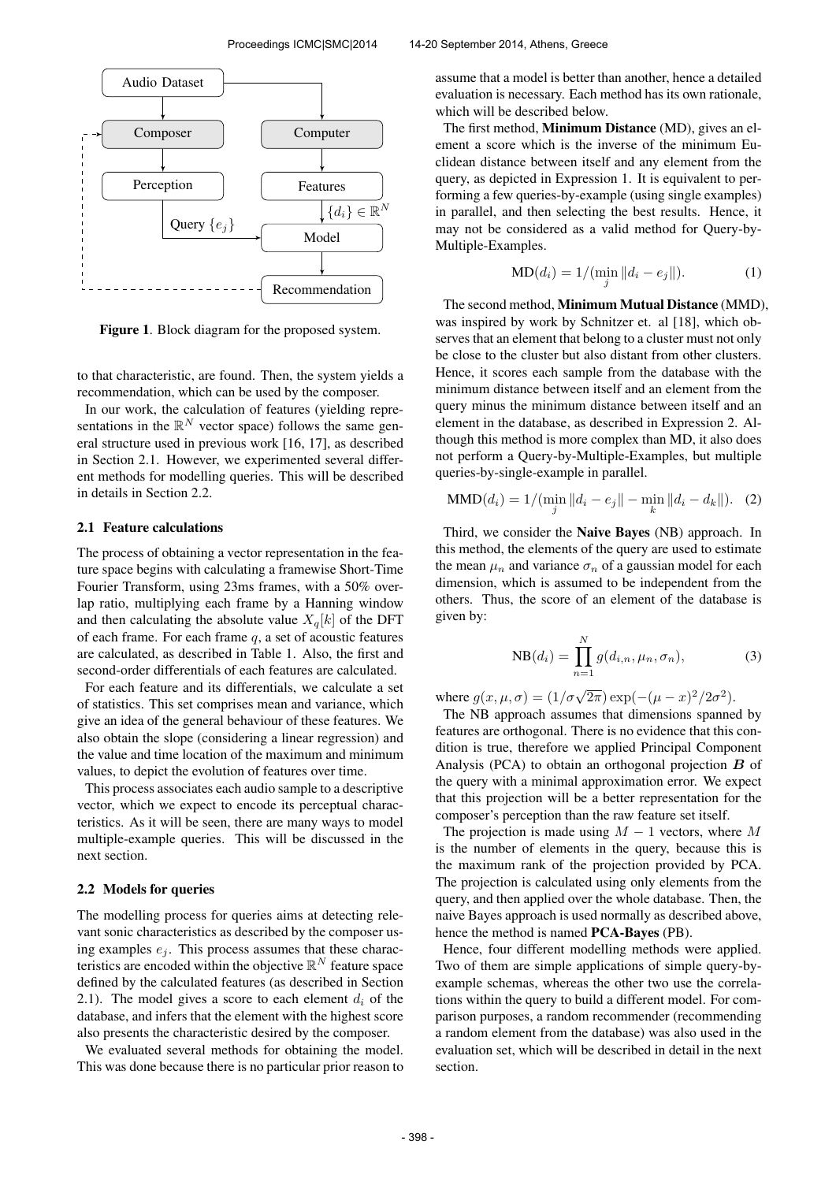Figure 1. Block diagram for the proposed system.

to that characteristic, are found. Then, the system yields a recommendation, which can be used by the composer.

In our work, the calculation of features (yielding representations in the $\mathbb{R}^N$ vector space) follows the same general structure used in previous work [16, 17], as described in Section 2.1. However, we experimented several different methods for modelling queries. This will be described in details in Section 2.2.

### 2.1 Feature calculations

The process of obtaining a vector representation in the feature space begins with calculating a framewise Short-Time Fourier Transform, using 23ms frames, with a 50% overlap ratio, multiplying each frame by a Hanning window and then calculating the absolute value $X_q[k]$ of the DFT of each frame. For each frame $q$, a set of acoustic features are calculated, as described in Table 1. Also, the first and second-order differentials of each features are calculated.

For each feature and its differentials, we calculate a set of statistics. This set comprises mean and variance, which give an idea of the general behaviour of these features. We also obtain the slope (considering a linear regression) and the value and time location of the maximum and minimum values, to depict the evolution of features over time.

This process associates each audio sample to a descriptive vector, which we expect to encode its perceptual characteristics. As it will be seen, there are many ways to model multiple-example queries. This will be discussed in the next section.

### 2.2 Models for queries

The modelling process for queries aims at detecting relevant sonic characteristics as described by the composer using examples $e_j$. This process assumes that these characteristics are encoded within the objective $\mathbb{R}^N$ feature space defined by the calculated features (as described in Section 2.1). The model gives a score to each element $d_i$ of the database, and infers that the element with the highest score also presents the characteristic desired by the composer.

We evaluated several methods for obtaining the model. This was done because there is no particular prior reason to assume that a model is better than another, hence a detailed evaluation is necessary. Each method has its own rationale, which will be described below.

The first method, **Minimum Distance** (MD), gives an element a score which is the inverse of the minimum Euclidean distance between itself and any element from the query, as depicted in Expression 1. It is equivalent to performing a few queries-by-example (using single examples) in parallel, and then selecting the best results. Hence, it may not be considered as a valid method for Query-by-Multiple-Examples.

$$\text{MD}(d_i) = 1/(\min_j \|d_i - e_j\|). \tag{1}$$

The second method, **Minimum Mutual Distance** (MMD), was inspired by work by Schnitzer et. al [18], which observes that an element that belong to a cluster must not only be close to the cluster but also distant from other clusters. Hence, it scores each sample from the database with the minimum distance between itself and an element from the query minus the minimum distance between itself and an element in the database, as described in Expression 2. Although this method is more complex than MD, it also does not perform a Query-by-Multiple-Examples, but multiple queries-by-single-example in parallel.

$$\text{MMD}(d_i) = 1/(\min_j \|d_i - e_j\| - \min_k \|d_i - d_k\|). \tag{2}$$

Third, we consider the **Naive Bayes** (NB) approach. In this method, the elements of the query are used to estimate the mean $\mu_n$ and variance $\sigma_n$ of a gaussian model for each dimension, which is assumed to be independent from the others. Thus, the score of an element of the database is given by:

$$\text{NB}(d_i) = \prod_{n=1}^{N} g(d_{i,n}, \mu_n, \sigma_n), \tag{3}$$

where $g(x, \mu, \sigma) = (1/\sigma\sqrt{2\pi}) \exp(-(\mu - x)^2/2\sigma^2)$.

The NB approach assumes that dimensions spanned by features are orthogonal. There is no evidence that this condition is true, therefore we applied Principal Component Analysis (PCA) to obtain an orthogonal projection $\boldsymbol{B}$ of the query with a minimal approximation error. We expect that this projection will be a better representation for the composer's perception than the raw feature set itself.

The projection is made using $M - 1$ vectors, where $M$ is the number of elements in the query, because this is the maximum rank of the projection provided by PCA. The projection is calculated using only elements from the query, and then applied over the whole database. Then, the naive Bayes approach is used normally as described above, hence the method is named **PCA-Bayes** (PB).

Hence, four different modelling methods were applied. Two of them are simple applications of simple query-by-example schemas, whereas the other two use the correlations within the query to build a different model. For comparison purposes, a random recommender (recommending a random element from the database) was also used in the evaluation set, which will be described in detail in the next section.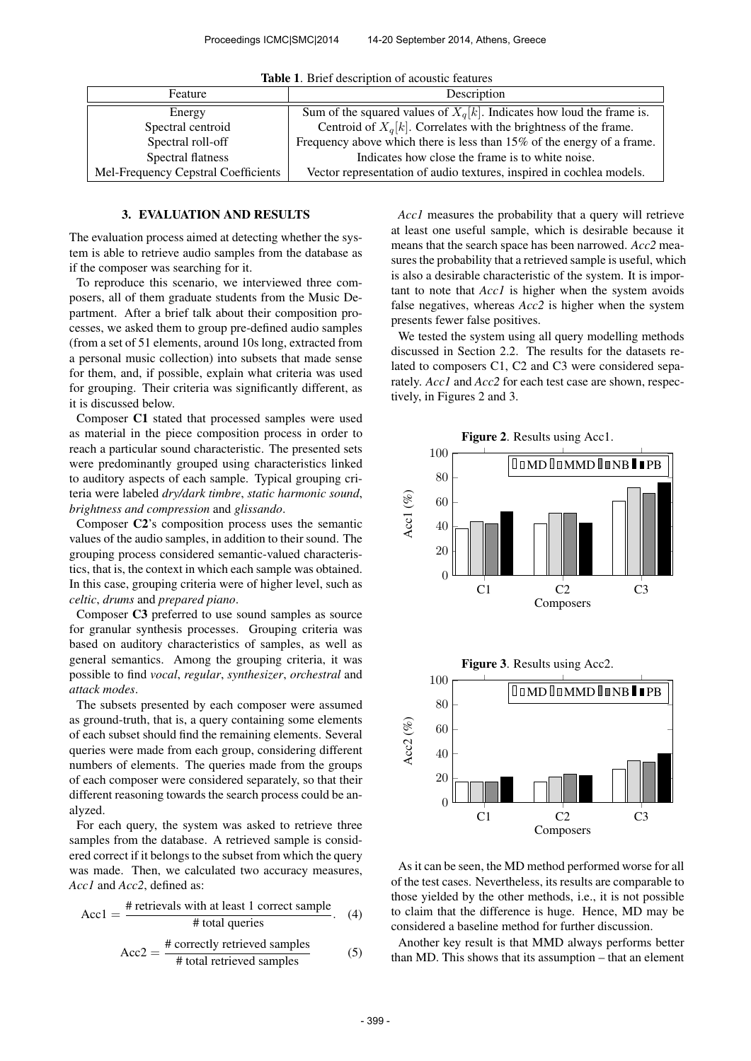**Table 1**. Brief description of acoustic features

| Feature | Description |
|---|---|
| Energy | Sum of the squared values of $X_q[k]$. Indicates how loud the frame is. |
| Spectral centroid | Centroid of $X_q[k]$. Correlates with the brightness of the frame. |
| Spectral roll-off | Frequency above which there is less than 15% of the energy of a frame. |
| Spectral flatness | Indicates how close the frame is to white noise. |
| Mel-Frequency Cepstral Coefficients | Vector representation of audio textures, inspired in cochlea models. |

## 3. EVALUATION AND RESULTS

The evaluation process aimed at detecting whether the system is able to retrieve audio samples from the database as if the composer was searching for it.

To reproduce this scenario, we interviewed three composers, all of them graduate students from the Music Department. After a brief talk about their composition processes, we asked them to group pre-defined audio samples (from a set of 51 elements, around 10s long, extracted from a personal music collection) into subsets that made sense for them, and, if possible, explain what criteria was used for grouping. Their criteria was significantly different, as it is discussed below.

Composer **C1** stated that processed samples were used as material in the piece composition process in order to reach a particular sound characteristic. The presented sets were predominantly grouped using characteristics linked to auditory aspects of each sample. Typical grouping criteria were labeled *dry/dark timbre*, *static harmonic sound*, *brightness and compression* and *glissando*.

Composer **C2**'s composition process uses the semantic values of the audio samples, in addition to their sound. The grouping process considered semantic-valued characteristics, that is, the context in which each sample was obtained. In this case, grouping criteria were of higher level, such as *celtic*, *drums* and *prepared piano*.

Composer **C3** preferred to use sound samples as source for granular synthesis processes. Grouping criteria was based on auditory characteristics of samples, as well as general semantics. Among the grouping criteria, it was possible to find *vocal*, *regular*, *synthesizer*, *orchestral* and *attack modes*.

The subsets presented by each composer were assumed as ground-truth, that is, a query containing some elements of each subset should find the remaining elements. Several queries were made from each group, considering different numbers of elements. The queries made from the groups of each composer were considered separately, so that their different reasoning towards the search process could be analyzed.

For each query, the system was asked to retrieve three samples from the database. A retrieved sample is considered correct if it belongs to the subset from which the query was made. Then, we calculated two accuracy measures, *Acc1* and *Acc2*, defined as:

$$\text{Acc1} = \frac{\text{\# retrievals with at least 1 correct sample}}{\text{\# total queries}}. \quad (4)$$

$$\text{Acc2} = \frac{\text{\# correctly retrieved samples}}{\text{\# total retrieved samples}} \quad (5)$$

*Acc1* measures the probability that a query will retrieve at least one useful sample, which is desirable because it means that the search space has been narrowed. *Acc2* measures the probability that a retrieved sample is useful, which is also a desirable characteristic of the system. It is important to note that *Acc1* is higher when the system avoids false negatives, whereas *Acc2* is higher when the system presents fewer false positives.

We tested the system using all query modelling methods discussed in Section 2.2. The results for the datasets related to composers C1, C2 and C3 were considered separately. *Acc1* and *Acc2* for each test case are shown, respectively, in Figures 2 and 3.

**Figure 2**. Results using Acc1.

**Figure 3**. Results using Acc2.

As it can be seen, the MD method performed worse for all of the test cases. Nevertheless, its results are comparable to those yielded by the other methods, i.e., it is not possible to claim that the difference is huge. Hence, MD may be considered a baseline method for further discussion.

Another key result is that MMD always performs better than MD. This shows that its assumption – that an element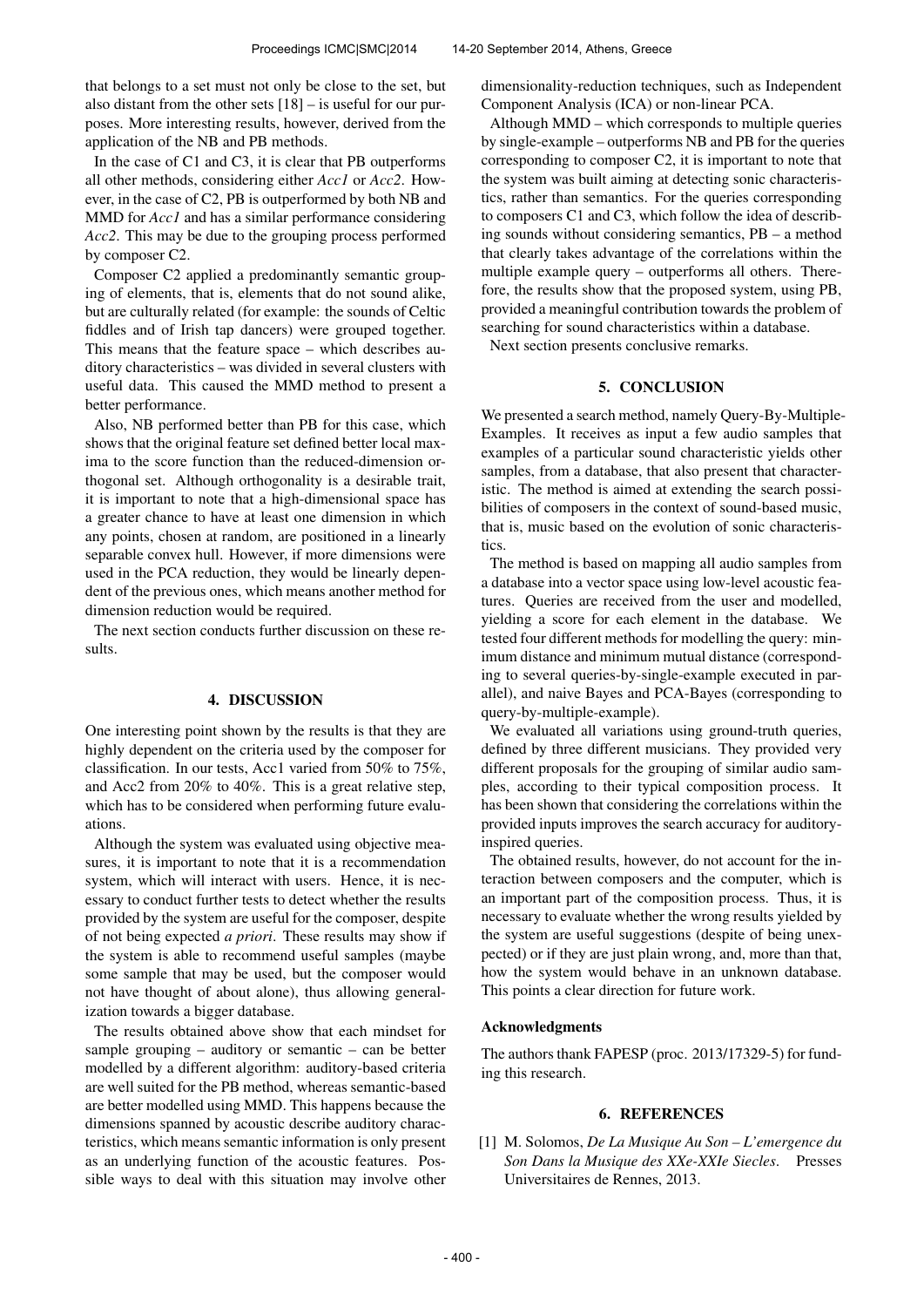that belongs to a set must not only be close to the set, but also distant from the other sets [18] – is useful for our purposes. More interesting results, however, derived from the application of the NB and PB methods.

In the case of C1 and C3, it is clear that PB outperforms all other methods, considering either *Acc1* or *Acc2*. However, in the case of C2, PB is outperformed by both NB and MMD for *Acc1* and has a similar performance considering *Acc2*. This may be due to the grouping process performed by composer C2.

Composer C2 applied a predominantly semantic grouping of elements, that is, elements that do not sound alike, but are culturally related (for example: the sounds of Celtic fiddles and of Irish tap dancers) were grouped together. This means that the feature space – which describes auditory characteristics – was divided in several clusters with useful data. This caused the MMD method to present a better performance.

Also, NB performed better than PB for this case, which shows that the original feature set defined better local maxima to the score function than the reduced-dimension orthogonal set. Although orthogonality is a desirable trait, it is important to note that a high-dimensional space has a greater chance to have at least one dimension in which any points, chosen at random, are positioned in a linearly separable convex hull. However, if more dimensions were used in the PCA reduction, they would be linearly dependent of the previous ones, which means another method for dimension reduction would be required.

The next section conducts further discussion on these results.

## 4. DISCUSSION

One interesting point shown by the results is that they are highly dependent on the criteria used by the composer for classification. In our tests, Acc1 varied from 50% to 75%, and Acc2 from 20% to 40%. This is a great relative step, which has to be considered when performing future evaluations.

Although the system was evaluated using objective measures, it is important to note that it is a recommendation system, which will interact with users. Hence, it is necessary to conduct further tests to detect whether the results provided by the system are useful for the composer, despite of not being expected *a priori*. These results may show if the system is able to recommend useful samples (maybe some sample that may be used, but the composer would not have thought of about alone), thus allowing generalization towards a bigger database.

The results obtained above show that each mindset for sample grouping – auditory or semantic – can be better modelled by a different algorithm: auditory-based criteria are well suited for the PB method, whereas semantic-based are better modelled using MMD. This happens because the dimensions spanned by acoustic describe auditory characteristics, which means semantic information is only present as an underlying function of the acoustic features. Possible ways to deal with this situation may involve other dimensionality-reduction techniques, such as Independent Component Analysis (ICA) or non-linear PCA.

Although MMD – which corresponds to multiple queries by single-example – outperforms NB and PB for the queries corresponding to composer C2, it is important to note that the system was built aiming at detecting sonic characteristics, rather than semantics. For the queries corresponding to composers C1 and C3, which follow the idea of describing sounds without considering semantics, PB – a method that clearly takes advantage of the correlations within the multiple example query – outperforms all others. Therefore, the results show that the proposed system, using PB, provided a meaningful contribution towards the problem of searching for sound characteristics within a database.

Next section presents conclusive remarks.

## 5. CONCLUSION

We presented a search method, namely Query-By-Multiple-Examples. It receives as input a few audio samples that examples of a particular sound characteristic yields other samples, from a database, that also present that characteristic. The method is aimed at extending the search possibilities of composers in the context of sound-based music, that is, music based on the evolution of sonic characteristics.

The method is based on mapping all audio samples from a database into a vector space using low-level acoustic features. Queries are received from the user and modelled, yielding a score for each element in the database. We tested four different methods for modelling the query: minimum distance and minimum mutual distance (corresponding to several queries-by-single-example executed in parallel), and naive Bayes and PCA-Bayes (corresponding to query-by-multiple-example).

We evaluated all variations using ground-truth queries, defined by three different musicians. They provided very different proposals for the grouping of similar audio samples, according to their typical composition process. It has been shown that considering the correlations within the provided inputs improves the search accuracy for auditory-inspired queries.

The obtained results, however, do not account for the interaction between composers and the computer, which is an important part of the composition process. Thus, it is necessary to evaluate whether the wrong results yielded by the system are useful suggestions (despite of being unexpected) or if they are just plain wrong, and, more than that, how the system would behave in an unknown database. This points a clear direction for future work.

### Acknowledgments

The authors thank FAPESP (proc. 2013/17329-5) for funding this research.

## 6. REFERENCES

[1] M. Solomos, *De La Musique Au Son – L'emergence du Son Dans la Musique des XXe-XXIe Siecles*. Presses Universitaires de Rennes, 2013.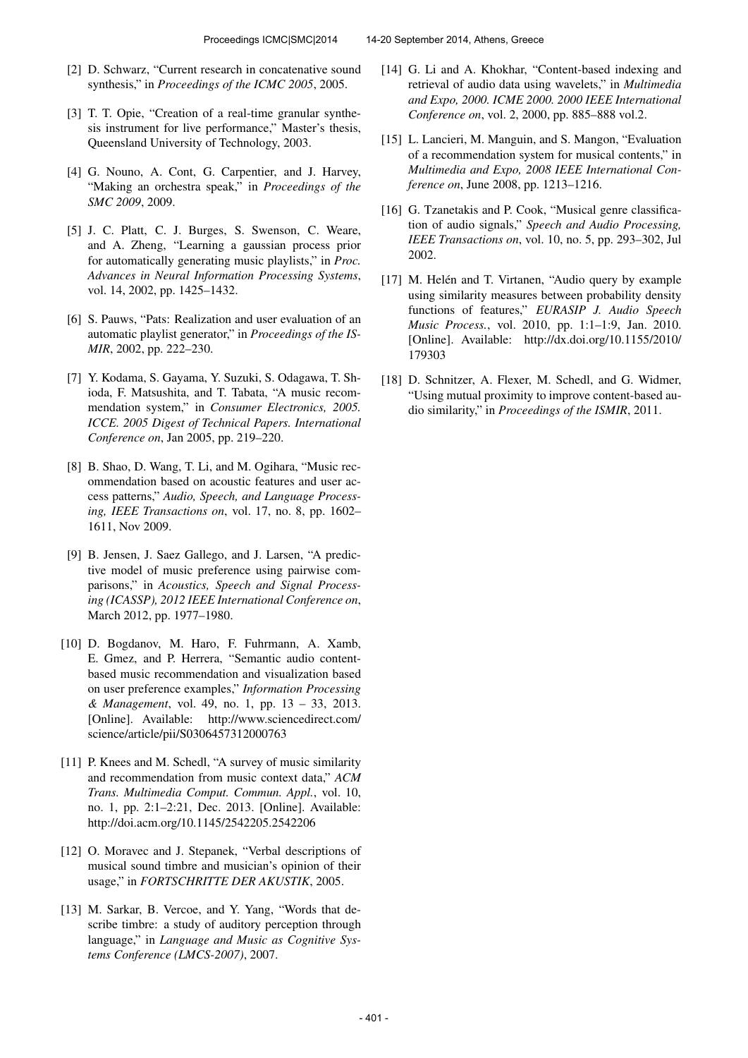[2] D. Schwarz, "Current research in concatenative sound synthesis," in *Proceedings of the ICMC 2005*, 2005.

[3] T. T. Opie, "Creation of a real-time granular synthesis instrument for live performance," Master's thesis, Queensland University of Technology, 2003.

[4] G. Nouno, A. Cont, G. Carpentier, and J. Harvey, "Making an orchestra speak," in *Proceedings of the SMC 2009*, 2009.

[5] J. C. Platt, C. J. Burges, S. Swenson, C. Weare, and A. Zheng, "Learning a gaussian process prior for automatically generating music playlists," in *Proc. Advances in Neural Information Processing Systems*, vol. 14, 2002, pp. 1425–1432.

[6] S. Pauws, "Pats: Realization and user evaluation of an automatic playlist generator," in *Proceedings of the ISMIR*, 2002, pp. 222–230.

[7] Y. Kodama, S. Gayama, Y. Suzuki, S. Odagawa, T. Shioda, F. Matsushita, and T. Tabata, "A music recommendation system," in *Consumer Electronics, 2005. ICCE. 2005 Digest of Technical Papers. International Conference on*, Jan 2005, pp. 219–220.

[8] B. Shao, D. Wang, T. Li, and M. Ogihara, "Music recommendation based on acoustic features and user access patterns," *Audio, Speech, and Language Processing, IEEE Transactions on*, vol. 17, no. 8, pp. 1602–1611, Nov 2009.

[9] B. Jensen, J. Saez Gallego, and J. Larsen, "A predictive model of music preference using pairwise comparisons," in *Acoustics, Speech and Signal Processing (ICASSP), 2012 IEEE International Conference on*, March 2012, pp. 1977–1980.

[10] D. Bogdanov, M. Haro, F. Fuhrmann, A. Xamb, E. Gmez, and P. Herrera, "Semantic audio content-based music recommendation and visualization based on user preference examples," *Information Processing & Management*, vol. 49, no. 1, pp. 13 – 33, 2013. [Online]. Available: http://www.sciencedirect.com/science/article/pii/S0306457312000763

[11] P. Knees and M. Schedl, "A survey of music similarity and recommendation from music context data," *ACM Trans. Multimedia Comput. Commun. Appl.*, vol. 10, no. 1, pp. 2:1–2:21, Dec. 2013. [Online]. Available: http://doi.acm.org/10.1145/2542205.2542206

[12] O. Moravec and J. Stepanek, "Verbal descriptions of musical sound timbre and musician's opinion of their usage," in *FORTSCHRITTE DER AKUSTIK*, 2005.

[13] M. Sarkar, B. Vercoe, and Y. Yang, "Words that describe timbre: a study of auditory perception through language," in *Language and Music as Cognitive Systems Conference (LMCS-2007)*, 2007.

[14] G. Li and A. Khokhar, "Content-based indexing and retrieval of audio data using wavelets," in *Multimedia and Expo, 2000. ICME 2000. 2000 IEEE International Conference on*, vol. 2, 2000, pp. 885–888 vol.2.

[15] L. Lancieri, M. Manguin, and S. Mangon, "Evaluation of a recommendation system for musical contents," in *Multimedia and Expo, 2008 IEEE International Conference on*, June 2008, pp. 1213–1216.

[16] G. Tzanetakis and P. Cook, "Musical genre classification of audio signals," *Speech and Audio Processing, IEEE Transactions on*, vol. 10, no. 5, pp. 293–302, Jul 2002.

[17] M. Helén and T. Virtanen, "Audio query by example using similarity measures between probability density functions of features," *EURASIP J. Audio Speech Music Process.*, vol. 2010, pp. 1:1–1:9, Jan. 2010. [Online]. Available: http://dx.doi.org/10.1155/2010/179303

[18] D. Schnitzer, A. Flexer, M. Schedl, and G. Widmer, "Using mutual proximity to improve content-based audio similarity," in *Proceedings of the ISMIR*, 2011.